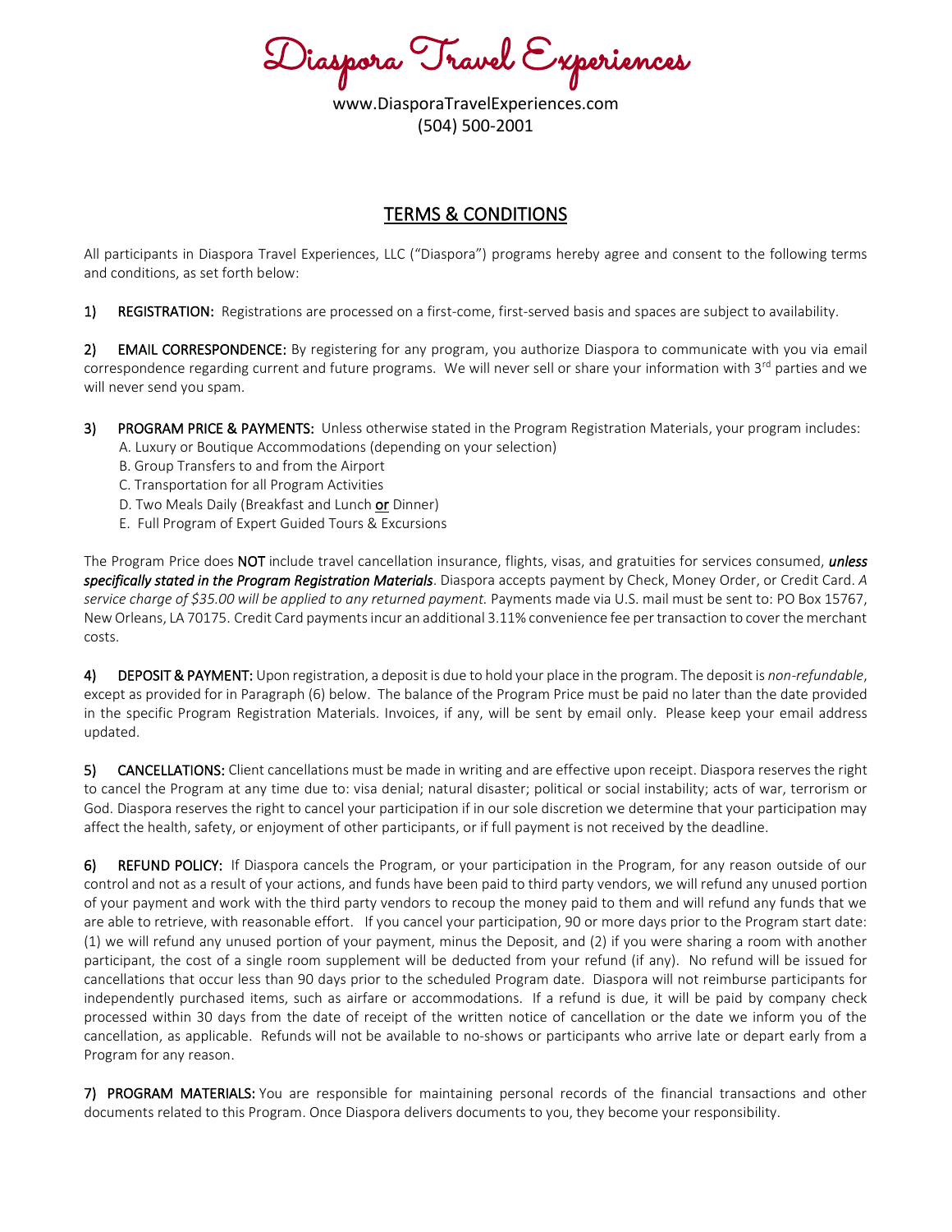# Diaspora Travel Experiences

www.DiasporaTravelExperiences.com
(504) 500-2001

## TERMS & CONDITIONS

All participants in Diaspora Travel Experiences, LLC ("Diaspora") programs hereby agree and consent to the following terms and conditions, as set forth below:

**1) REGISTRATION:** Registrations are processed on a first-come, first-served basis and spaces are subject to availability.

**2) EMAIL CORRESPONDENCE:** By registering for any program, you authorize Diaspora to communicate with you via email correspondence regarding current and future programs. We will never sell or share your information with 3rd parties and we will never send you spam.

**3) PROGRAM PRICE & PAYMENTS:** Unless otherwise stated in the Program Registration Materials, your program includes:

A. Luxury or Boutique Accommodations (depending on your selection)
B. Group Transfers to and from the Airport
C. Transportation for all Program Activities
D. Two Meals Daily (Breakfast and Lunch or Dinner)
E. Full Program of Expert Guided Tours & Excursions

The Program Price does **NOT** include travel cancellation insurance, flights, visas, and gratuities for services consumed, ***unless specifically stated in the Program Registration Materials***. Diaspora accepts payment by Check, Money Order, or Credit Card. *A service charge of $35.00 will be applied to any returned payment.* Payments made via U.S. mail must be sent to: PO Box 15767, New Orleans, LA 70175. Credit Card payments incur an additional 3.11% convenience fee per transaction to cover the merchant costs.

**4) DEPOSIT & PAYMENT:** Upon registration, a deposit is due to hold your place in the program. The deposit is *non-refundable*, except as provided for in Paragraph (6) below. The balance of the Program Price must be paid no later than the date provided in the specific Program Registration Materials. Invoices, if any, will be sent by email only. Please keep your email address updated.

**5) CANCELLATIONS:** Client cancellations must be made in writing and are effective upon receipt. Diaspora reserves the right to cancel the Program at any time due to: visa denial; natural disaster; political or social instability; acts of war, terrorism or God. Diaspora reserves the right to cancel your participation if in our sole discretion we determine that your participation may affect the health, safety, or enjoyment of other participants, or if full payment is not received by the deadline.

**6) REFUND POLICY:** If Diaspora cancels the Program, or your participation in the Program, for any reason outside of our control and not as a result of your actions, and funds have been paid to third party vendors, we will refund any unused portion of your payment and work with the third party vendors to recoup the money paid to them and will refund any funds that we are able to retrieve, with reasonable effort. If you cancel your participation, 90 or more days prior to the Program start date: (1) we will refund any unused portion of your payment, minus the Deposit, and (2) if you were sharing a room with another participant, the cost of a single room supplement will be deducted from your refund (if any). No refund will be issued for cancellations that occur less than 90 days prior to the scheduled Program date. Diaspora will not reimburse participants for independently purchased items, such as airfare or accommodations. If a refund is due, it will be paid by company check processed within 30 days from the date of receipt of the written notice of cancellation or the date we inform you of the cancellation, as applicable. Refunds will not be available to no-shows or participants who arrive late or depart early from a Program for any reason.

**7) PROGRAM MATERIALS:** You are responsible for maintaining personal records of the financial transactions and other documents related to this Program. Once Diaspora delivers documents to you, they become your responsibility.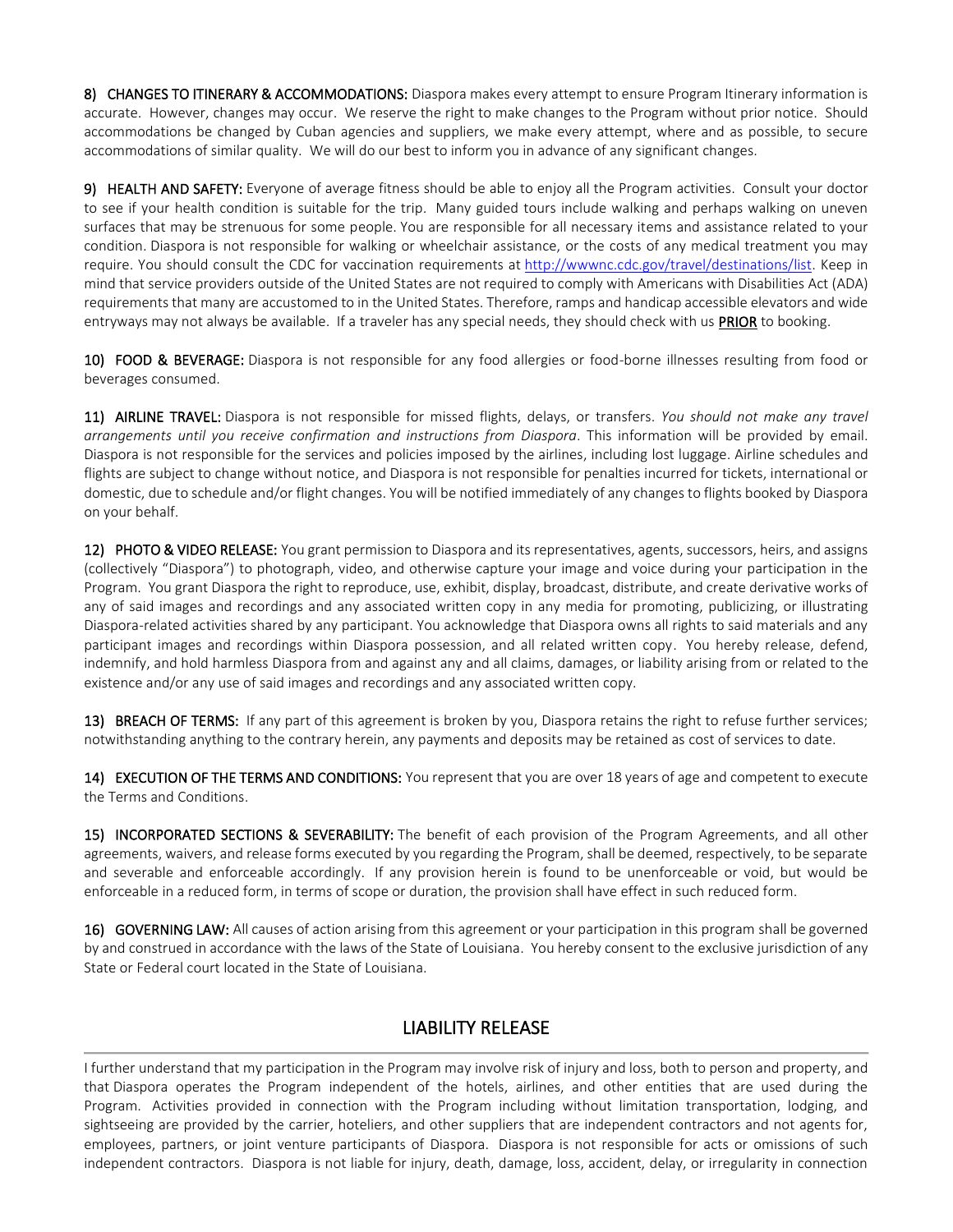**8) CHANGES TO ITINERARY & ACCOMMODATIONS:** Diaspora makes every attempt to ensure Program Itinerary information is accurate. However, changes may occur. We reserve the right to make changes to the Program without prior notice. Should accommodations be changed by Cuban agencies and suppliers, we make every attempt, where and as possible, to secure accommodations of similar quality. We will do our best to inform you in advance of any significant changes.

**9) HEALTH AND SAFETY:** Everyone of average fitness should be able to enjoy all the Program activities. Consult your doctor to see if your health condition is suitable for the trip. Many guided tours include walking and perhaps walking on uneven surfaces that may be strenuous for some people. You are responsible for all necessary items and assistance related to your condition. Diaspora is not responsible for walking or wheelchair assistance, or the costs of any medical treatment you may require. You should consult the CDC for vaccination requirements at [http://wwwnc.cdc.gov/travel/destinations/list](http://wwwnc.cdc.gov/travel/destinations/list). Keep in mind that service providers outside of the United States are not required to comply with Americans with Disabilities Act (ADA) requirements that many are accustomed to in the United States. Therefore, ramps and handicap accessible elevators and wide entryways may not always be available. If a traveler has any special needs, they should check with us **PRIOR** to booking.

**10) FOOD & BEVERAGE:** Diaspora is not responsible for any food allergies or food-borne illnesses resulting from food or beverages consumed.

**11) AIRLINE TRAVEL:** Diaspora is not responsible for missed flights, delays, or transfers. *You should not make any travel arrangements until you receive confirmation and instructions from Diaspora*. This information will be provided by email. Diaspora is not responsible for the services and policies imposed by the airlines, including lost luggage. Airline schedules and flights are subject to change without notice, and Diaspora is not responsible for penalties incurred for tickets, international or domestic, due to schedule and/or flight changes. You will be notified immediately of any changes to flights booked by Diaspora on your behalf.

**12) PHOTO & VIDEO RELEASE:** You grant permission to Diaspora and its representatives, agents, successors, heirs, and assigns (collectively "Diaspora") to photograph, video, and otherwise capture your image and voice during your participation in the Program. You grant Diaspora the right to reproduce, use, exhibit, display, broadcast, distribute, and create derivative works of any of said images and recordings and any associated written copy in any media for promoting, publicizing, or illustrating Diaspora-related activities shared by any participant. You acknowledge that Diaspora owns all rights to said materials and any participant images and recordings within Diaspora possession, and all related written copy. You hereby release, defend, indemnify, and hold harmless Diaspora from and against any and all claims, damages, or liability arising from or related to the existence and/or any use of said images and recordings and any associated written copy.

**13) BREACH OF TERMS:** If any part of this agreement is broken by you, Diaspora retains the right to refuse further services; notwithstanding anything to the contrary herein, any payments and deposits may be retained as cost of services to date.

**14) EXECUTION OF THE TERMS AND CONDITIONS:** You represent that you are over 18 years of age and competent to execute the Terms and Conditions.

**15) INCORPORATED SECTIONS & SEVERABILITY:** The benefit of each provision of the Program Agreements, and all other agreements, waivers, and release forms executed by you regarding the Program, shall be deemed, respectively, to be separate and severable and enforceable accordingly. If any provision herein is found to be unenforceable or void, but would be enforceable in a reduced form, in terms of scope or duration, the provision shall have effect in such reduced form.

**16) GOVERNING LAW:** All causes of action arising from this agreement or your participation in this program shall be governed by and construed in accordance with the laws of the State of Louisiana. You hereby consent to the exclusive jurisdiction of any State or Federal court located in the State of Louisiana.

## LIABILITY RELEASE

I further understand that my participation in the Program may involve risk of injury and loss, both to person and property, and that Diaspora operates the Program independent of the hotels, airlines, and other entities that are used during the Program. Activities provided in connection with the Program including without limitation transportation, lodging, and sightseeing are provided by the carrier, hoteliers, and other suppliers that are independent contractors and not agents for, employees, partners, or joint venture participants of Diaspora. Diaspora is not responsible for acts or omissions of such independent contractors. Diaspora is not liable for injury, death, damage, loss, accident, delay, or irregularity in connection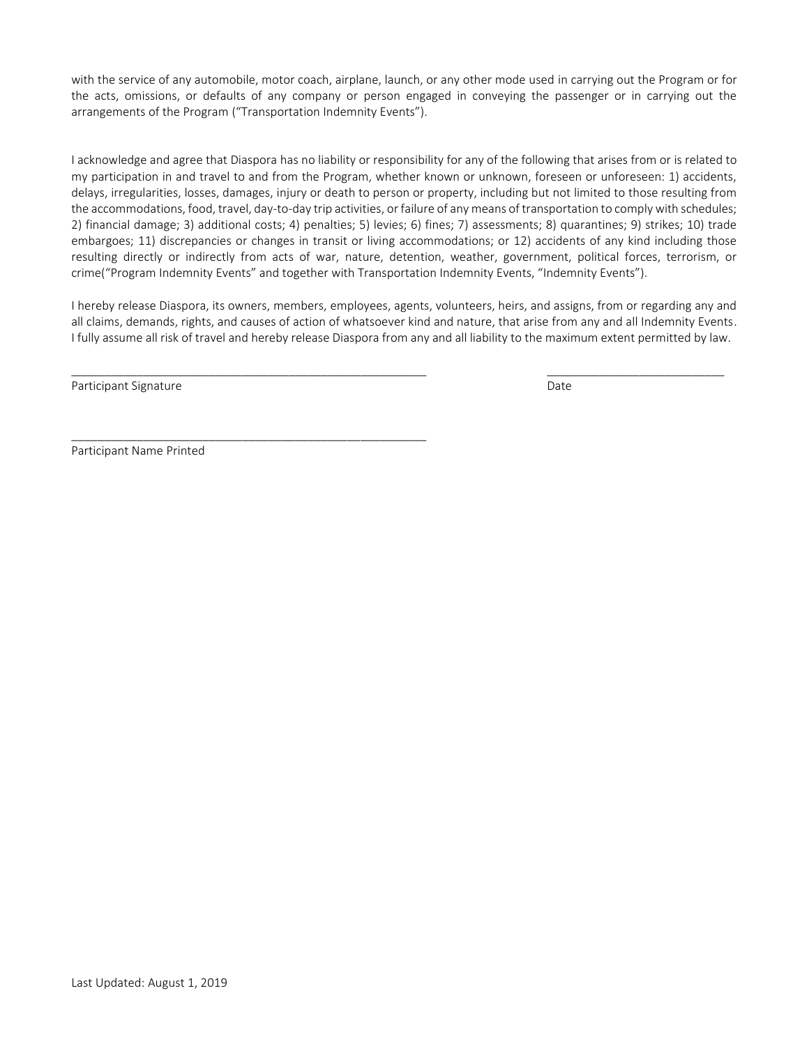with the service of any automobile, motor coach, airplane, launch, or any other mode used in carrying out the Program or for the acts, omissions, or defaults of any company or person engaged in conveying the passenger or in carrying out the arrangements of the Program ("Transportation Indemnity Events").

I acknowledge and agree that Diaspora has no liability or responsibility for any of the following that arises from or is related to my participation in and travel to and from the Program, whether known or unknown, foreseen or unforeseen: 1) accidents, delays, irregularities, losses, damages, injury or death to person or property, including but not limited to those resulting from the accommodations, food, travel, day-to-day trip activities, or failure of any means of transportation to comply with schedules; 2) financial damage; 3) additional costs; 4) penalties; 5) levies; 6) fines; 7) assessments; 8) quarantines; 9) strikes; 10) trade embargoes; 11) discrepancies or changes in transit or living accommodations; or 12) accidents of any kind including those resulting directly or indirectly from acts of war, nature, detention, weather, government, political forces, terrorism, or crime("Program Indemnity Events" and together with Transportation Indemnity Events, "Indemnity Events").

I hereby release Diaspora, its owners, members, employees, agents, volunteers, heirs, and assigns, from or regarding any and all claims, demands, rights, and causes of action of whatsoever kind and nature, that arise from any and all Indemnity Events. I fully assume all risk of travel and hereby release Diaspora from any and all liability to the maximum extent permitted by law.

_______________________________________________________ &nbsp;&nbsp;&nbsp;&nbsp;&nbsp;&nbsp;&nbsp;&nbsp; ____________________________

Participant Signature &nbsp;&nbsp;&nbsp;&nbsp;&nbsp;&nbsp;&nbsp;&nbsp; Date

_______________________________________________________

Participant Name Printed

Last Updated: August 1, 2019